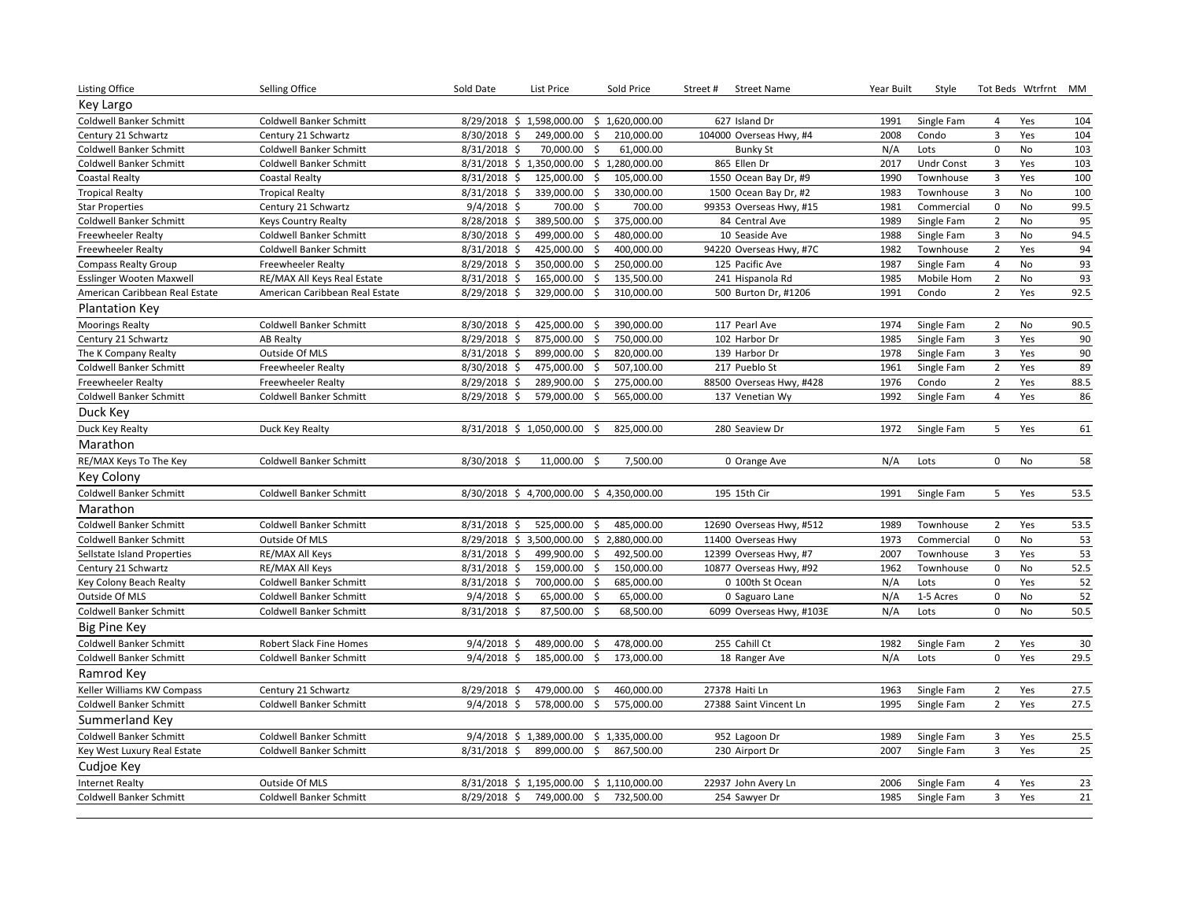| Listing Office | Selling Office | Sold Date | List Price | Sold Price | Street # | Street Name | Year Built | Style | Tot Beds | Wtrfrnt | MM |
|---|---|---|---|---|---|---|---|---|---|---|---|
| **Key Largo** | | | | | | | | | | | |
| Coldwell Banker Schmitt | Coldwell Banker Schmitt | 8/29/2018 | $ 1,598,000.00 | $ 1,620,000.00 | 627 | Island Dr | 1991 | Single Fam | 4 | Yes | 104 |
| Century 21 Schwartz | Century 21 Schwartz | 8/30/2018 | $ 249,000.00 | $ 210,000.00 | 104000 | Overseas Hwy, #4 | 2008 | Condo | 3 | Yes | 104 |
| Coldwell Banker Schmitt | Coldwell Banker Schmitt | 8/31/2018 | $ 70,000.00 | $ 61,000.00 | | Bunky St | N/A | Lots | 0 | No | 103 |
| Coldwell Banker Schmitt | Coldwell Banker Schmitt | 8/31/2018 | $ 1,350,000.00 | $ 1,280,000.00 | 865 | Ellen Dr | 2017 | Undr Const | 3 | Yes | 103 |
| Coastal Realty | Coastal Realty | 8/31/2018 | $ 125,000.00 | $ 105,000.00 | 1550 | Ocean Bay Dr, #9 | 1990 | Townhouse | 3 | Yes | 100 |
| Tropical Realty | Tropical Realty | 8/31/2018 | $ 339,000.00 | $ 330,000.00 | 1500 | Ocean Bay Dr, #2 | 1983 | Townhouse | 3 | No | 100 |
| Star Properties | Century 21 Schwartz | 9/4/2018 | $ 700.00 | $ 700.00 | 99353 | Overseas Hwy, #15 | 1981 | Commercial | 0 | No | 99.5 |
| Coldwell Banker Schmitt | Keys Country Realty | 8/28/2018 | $ 389,500.00 | $ 375,000.00 | 84 | Central Ave | 1989 | Single Fam | 2 | No | 95 |
| Freewheeler Realty | Coldwell Banker Schmitt | 8/30/2018 | $ 499,000.00 | $ 480,000.00 | 10 | Seaside Ave | 1988 | Single Fam | 3 | No | 94.5 |
| Freewheeler Realty | Coldwell Banker Schmitt | 8/31/2018 | $ 425,000.00 | $ 400,000.00 | 94220 | Overseas Hwy, #7C | 1982 | Townhouse | 2 | Yes | 94 |
| Compass Realty Group | Freewheeler Realty | 8/29/2018 | $ 350,000.00 | $ 250,000.00 | 125 | Pacific Ave | 1987 | Single Fam | 4 | No | 93 |
| Esslinger Wooten Maxwell | RE/MAX All Keys Real Estate | 8/31/2018 | $ 165,000.00 | $ 135,500.00 | 241 | Hispanola Rd | 1985 | Mobile Hom | 2 | No | 93 |
| American Caribbean Real Estate | American Caribbean Real Estate | 8/29/2018 | $ 329,000.00 | $ 310,000.00 | 500 | Burton Dr, #1206 | 1991 | Condo | 2 | Yes | 92.5 |
| **Plantation Key** | | | | | | | | | | | |
| Moorings Realty | Coldwell Banker Schmitt | 8/30/2018 | $ 425,000.00 | $ 390,000.00 | 117 | Pearl Ave | 1974 | Single Fam | 2 | No | 90.5 |
| Century 21 Schwartz | AB Realty | 8/29/2018 | $ 875,000.00 | $ 750,000.00 | 102 | Harbor Dr | 1985 | Single Fam | 3 | Yes | 90 |
| The K Company Realty | Outside Of MLS | 8/31/2018 | $ 899,000.00 | $ 820,000.00 | 139 | Harbor Dr | 1978 | Single Fam | 3 | Yes | 90 |
| Coldwell Banker Schmitt | Freewheeler Realty | 8/30/2018 | $ 475,000.00 | $ 507,100.00 | 217 | Pueblo St | 1961 | Single Fam | 2 | Yes | 89 |
| Freewheeler Realty | Freewheeler Realty | 8/29/2018 | $ 289,900.00 | $ 275,000.00 | 88500 | Overseas Hwy, #428 | 1976 | Condo | 2 | Yes | 88.5 |
| Coldwell Banker Schmitt | Coldwell Banker Schmitt | 8/29/2018 | $ 579,000.00 | $ 565,000.00 | 137 | Venetian Wy | 1992 | Single Fam | 4 | Yes | 86 |
| **Duck Key** | | | | | | | | | | | |
| Duck Key Realty | Duck Key Realty | 8/31/2018 | $ 1,050,000.00 | $ 825,000.00 | 280 | Seaview Dr | 1972 | Single Fam | 5 | Yes | 61 |
| **Marathon** | | | | | | | | | | | |
| RE/MAX Keys To The Key | Coldwell Banker Schmitt | 8/30/2018 | $ 11,000.00 | $ 7,500.00 | 0 | Orange Ave | N/A | Lots | 0 | No | 58 |
| **Key Colony** | | | | | | | | | | | |
| Coldwell Banker Schmitt | Coldwell Banker Schmitt | 8/30/2018 | $ 4,700,000.00 | $ 4,350,000.00 | 195 | 15th Cir | 1991 | Single Fam | 5 | Yes | 53.5 |
| **Marathon** | | | | | | | | | | | |
| Coldwell Banker Schmitt | Coldwell Banker Schmitt | 8/31/2018 | $ 525,000.00 | $ 485,000.00 | 12690 | Overseas Hwy, #512 | 1989 | Townhouse | 2 | Yes | 53.5 |
| Coldwell Banker Schmitt | Outside Of MLS | 8/29/2018 | $ 3,500,000.00 | $ 2,880,000.00 | 11400 | Overseas Hwy | 1973 | Commercial | 0 | No | 53 |
| Sellstate Island Properties | RE/MAX All Keys | 8/31/2018 | $ 499,900.00 | $ 492,500.00 | 12399 | Overseas Hwy, #7 | 2007 | Townhouse | 3 | Yes | 53 |
| Century 21 Schwartz | RE/MAX All Keys | 8/31/2018 | $ 159,000.00 | $ 150,000.00 | 10877 | Overseas Hwy, #92 | 1962 | Townhouse | 0 | No | 52.5 |
| Key Colony Beach Realty | Coldwell Banker Schmitt | 8/31/2018 | $ 700,000.00 | $ 685,000.00 | 0 | 100th St Ocean | N/A | Lots | 0 | Yes | 52 |
| Outside Of MLS | Coldwell Banker Schmitt | 9/4/2018 | $ 65,000.00 | $ 65,000.00 | 0 | Saguaro Lane | N/A | 1-5 Acres | 0 | No | 52 |
| Coldwell Banker Schmitt | Coldwell Banker Schmitt | 8/31/2018 | $ 87,500.00 | $ 68,500.00 | 6099 | Overseas Hwy, #103E | N/A | Lots | 0 | No | 50.5 |
| **Big Pine Key** | | | | | | | | | | | |
| Coldwell Banker Schmitt | Robert Slack Fine Homes | 9/4/2018 | $ 489,000.00 | $ 478,000.00 | 255 | Cahill Ct | 1982 | Single Fam | 2 | Yes | 30 |
| Coldwell Banker Schmitt | Coldwell Banker Schmitt | 9/4/2018 | $ 185,000.00 | $ 173,000.00 | 18 | Ranger Ave | N/A | Lots | 0 | Yes | 29.5 |
| **Ramrod Key** | | | | | | | | | | | |
| Keller Williams KW Compass | Century 21 Schwartz | 8/29/2018 | $ 479,000.00 | $ 460,000.00 | 27378 | Haiti Ln | 1963 | Single Fam | 2 | Yes | 27.5 |
| Coldwell Banker Schmitt | Coldwell Banker Schmitt | 9/4/2018 | $ 578,000.00 | $ 575,000.00 | 27388 | Saint Vincent Ln | 1995 | Single Fam | 2 | Yes | 27.5 |
| **Summerland Key** | | | | | | | | | | | |
| Coldwell Banker Schmitt | Coldwell Banker Schmitt | 9/4/2018 | $ 1,389,000.00 | $ 1,335,000.00 | 952 | Lagoon Dr | 1989 | Single Fam | 3 | Yes | 25.5 |
| Key West Luxury Real Estate | Coldwell Banker Schmitt | 8/31/2018 | $ 899,000.00 | $ 867,500.00 | 230 | Airport Dr | 2007 | Single Fam | 3 | Yes | 25 |
| **Cudjoe Key** | | | | | | | | | | | |
| Internet Realty | Outside Of MLS | 8/31/2018 | $ 1,195,000.00 | $ 1,110,000.00 | 22937 | John Avery Ln | 2006 | Single Fam | 4 | Yes | 23 |
| Coldwell Banker Schmitt | Coldwell Banker Schmitt | 8/29/2018 | $ 749,000.00 | $ 732,500.00 | 254 | Sawyer Dr | 1985 | Single Fam | 3 | Yes | 21 |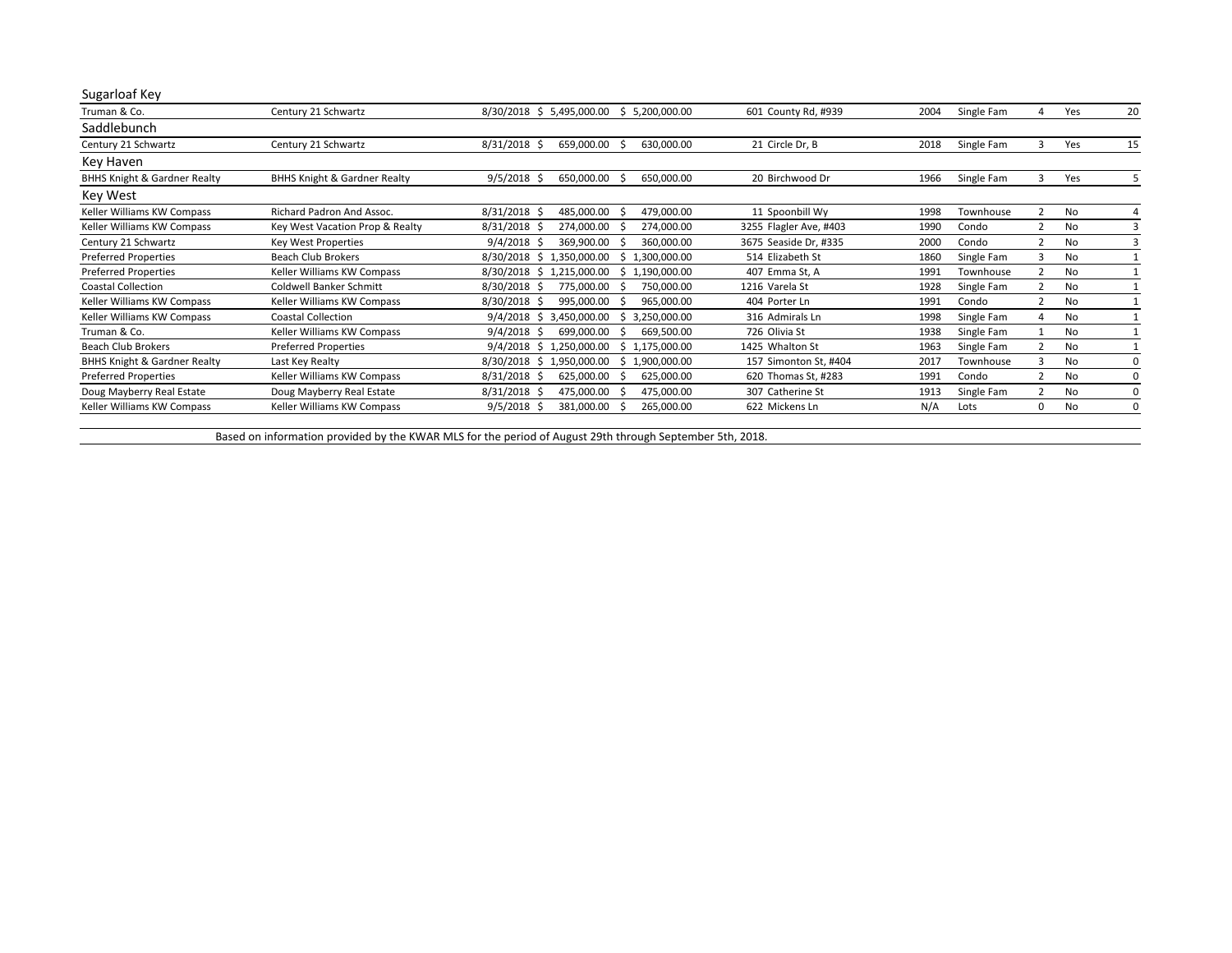## Sugarloaf Key

| | | | | | | | | | | |
|---|---|---|---|---|---|---|---|---|---|---|
| Truman & Co. | Century 21 Schwartz | 8/30/2018 | $ 5,495,000.00 | $ 5,200,000.00 | 601 County Rd, #939 | 2004 | Single Fam | 4 | Yes | 20 |

## Saddlebunch

| | | | | | | | | | | |
|---|---|---|---|---|---|---|---|---|---|---|
| Century 21 Schwartz | Century 21 Schwartz | 8/31/2018 | $ 659,000.00 | $ 630,000.00 | 21 Circle Dr, B | 2018 | Single Fam | 3 | Yes | 15 |

## Key Haven

| | | | | | | | | | | |
|---|---|---|---|---|---|---|---|---|---|---|
| BHHS Knight & Gardner Realty | BHHS Knight & Gardner Realty | 9/5/2018 | $ 650,000.00 | $ 650,000.00 | 20 Birchwood Dr | 1966 | Single Fam | 3 | Yes | 5 |

## Key West

| | | | | | | | | | | |
|---|---|---|---|---|---|---|---|---|---|---|
| Keller Williams KW Compass | Richard Padron And Assoc. | 8/31/2018 | $ 485,000.00 | $ 479,000.00 | 11 Spoonbill Wy | 1998 | Townhouse | 2 | No | 4 |
| Keller Williams KW Compass | Key West Vacation Prop & Realty | 8/31/2018 | $ 274,000.00 | $ 274,000.00 | 3255 Flagler Ave, #403 | 1990 | Condo | 2 | No | 3 |
| Century 21 Schwartz | Key West Properties | 9/4/2018 | $ 369,900.00 | $ 360,000.00 | 3675 Seaside Dr, #335 | 2000 | Condo | 2 | No | 3 |
| Preferred Properties | Beach Club Brokers | 8/30/2018 | $ 1,350,000.00 | $ 1,300,000.00 | 514 Elizabeth St | 1860 | Single Fam | 3 | No | 1 |
| Preferred Properties | Keller Williams KW Compass | 8/30/2018 | $ 1,215,000.00 | $ 1,190,000.00 | 407 Emma St, A | 1991 | Townhouse | 2 | No | 1 |
| Coastal Collection | Coldwell Banker Schmitt | 8/30/2018 | $ 775,000.00 | $ 750,000.00 | 1216 Varela St | 1928 | Single Fam | 2 | No | 1 |
| Keller Williams KW Compass | Keller Williams KW Compass | 8/30/2018 | $ 995,000.00 | $ 965,000.00 | 404 Porter Ln | 1991 | Condo | 2 | No | 1 |
| Keller Williams KW Compass | Coastal Collection | 9/4/2018 | $ 3,450,000.00 | $ 3,250,000.00 | 316 Admirals Ln | 1998 | Single Fam | 4 | No | 1 |
| Truman & Co. | Keller Williams KW Compass | 9/4/2018 | $ 699,000.00 | $ 669,500.00 | 726 Olivia St | 1938 | Single Fam | 1 | No | 1 |
| Beach Club Brokers | Preferred Properties | 9/4/2018 | $ 1,250,000.00 | $ 1,175,000.00 | 1425 Whalton St | 1963 | Single Fam | 2 | No | 1 |
| BHHS Knight & Gardner Realty | Last Key Realty | 8/30/2018 | $ 1,950,000.00 | $ 1,900,000.00 | 157 Simonton St, #404 | 2017 | Townhouse | 3 | No | 0 |
| Preferred Properties | Keller Williams KW Compass | 8/31/2018 | $ 625,000.00 | $ 625,000.00 | 620 Thomas St, #283 | 1991 | Condo | 2 | No | 0 |
| Doug Mayberry Real Estate | Doug Mayberry Real Estate | 8/31/2018 | $ 475,000.00 | $ 475,000.00 | 307 Catherine St | 1913 | Single Fam | 2 | No | 0 |
| Keller Williams KW Compass | Keller Williams KW Compass | 9/5/2018 | $ 381,000.00 | $ 265,000.00 | 622 Mickens Ln | N/A | Lots | 0 | No | 0 |

Based on information provided by the KWAR MLS for the period of August 29th through September 5th, 2018.